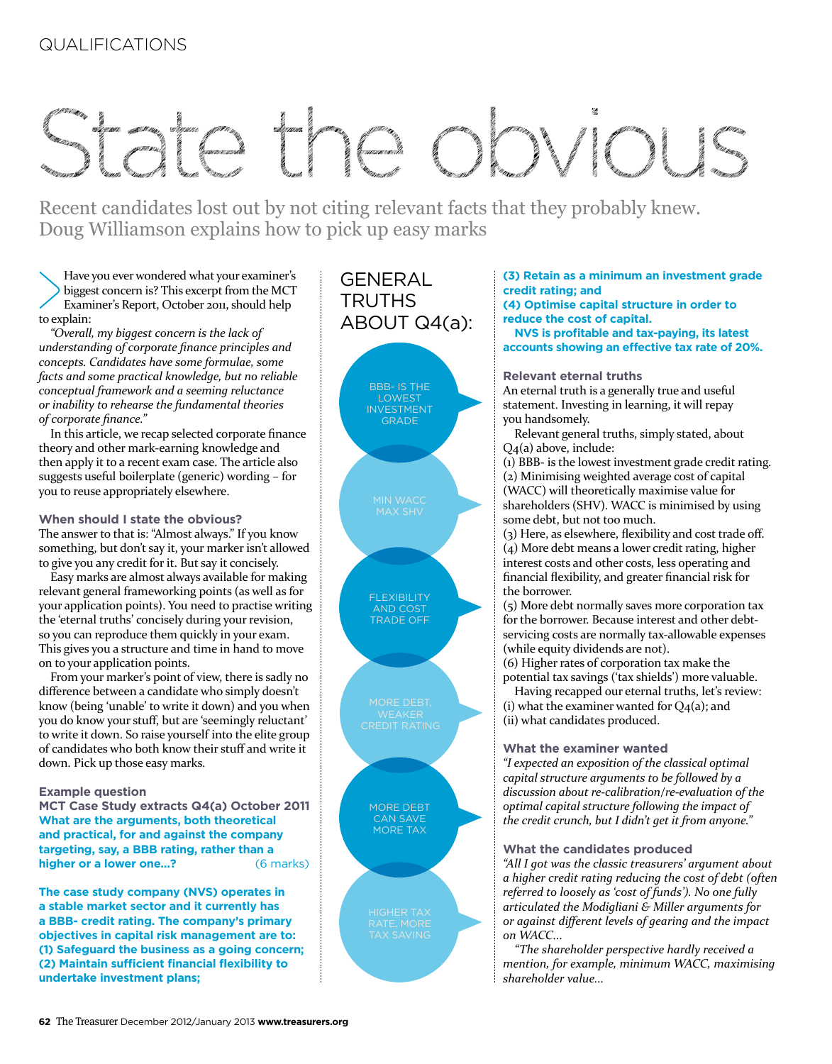QUALIFICATIONS

# State the obvious

Recent candidates lost out by not citing relevant facts that they probably knew. Doug Williamson explains how to pick up easy marks

Have you ever wondered what your examiner's biggest concern is? This excerpt from the MCT Examiner's Report, October 2011, should help to explain:

*"Overall, my biggest concern is the lack of understanding of corporate finance principles and concepts. Candidates have some formulae, some facts and some practical knowledge, but no reliable conceptual framework and a seeming reluctance or inability to rehearse the fundamental theories of corporate finance."*

In this article, we recap selected corporate finance theory and other mark-earning knowledge and then apply it to a recent exam case. The article also suggests useful boilerplate (generic) wording – for you to reuse appropriately elsewhere.

### When should I state the obvious?

The answer to that is: "Almost always." If you know something, but don't say it, your marker isn't allowed to give you any credit for it. But say it concisely.

Easy marks are almost always available for making relevant general frameworking points (as well as for your application points). You need to practise writing the 'eternal truths' concisely during your revision, so you can reproduce them quickly in your exam. This gives you a structure and time in hand to move on to your application points.

From your marker's point of view, there is sadly no difference between a candidate who simply doesn't know (being 'unable' to write it down) and you when you do know your stuff, but are 'seemingly reluctant' to write it down. So raise yourself into the elite group of candidates who both know their stuff and write it down. Pick up those easy marks.

### Example question

**MCT Case Study extracts Q4(a) October 2011**

**What are the arguments, both theoretical and practical, for and against the company targeting, say, a BBB rating, rather than a higher or a lower one...?** (6 marks)

**The case study company (NVS) operates in a stable market sector and it currently has a BBB- credit rating. The company's primary objectives in capital risk management are to:**
**(1) Safeguard the business as a going concern;**
**(2) Maintain sufficient financial flexibility to undertake investment plans;**
**(3) Retain as a minimum an investment grade credit rating; and**
**(4) Optimise capital structure in order to reduce the cost of capital.**

**NVS is profitable and tax-paying, its latest accounts showing an effective tax rate of 20%.**

## GENERAL TRUTHS ABOUT Q4(a):

BBB- IS THE LOWEST INVESTMENT GRADE

MIN WACC MAX SHV

FLEXIBILITY AND COST TRADE OFF

MORE DEBT, WEAKER CREDIT RATING

MORE DEBT CAN SAVE MORE TAX

HIGHER TAX RATE, MORE TAX SAVING

### Relevant eternal truths

An eternal truth is a generally true and useful statement. Investing in learning, it will repay you handsomely.

Relevant general truths, simply stated, about Q4(a) above, include:

(1) BBB- is the lowest investment grade credit rating.
(2) Minimising weighted average cost of capital (WACC) will theoretically maximise value for shareholders (SHV). WACC is minimised by using some debt, but not too much.
(3) Here, as elsewhere, flexibility and cost trade off.
(4) More debt means a lower credit rating, higher interest costs and other costs, less operating and financial flexibility, and greater financial risk for the borrower.
(5) More debt normally saves more corporation tax for the borrower. Because interest and other debt-servicing costs are normally tax-allowable expenses (while equity dividends are not).
(6) Higher rates of corporation tax make the potential tax savings ('tax shields') more valuable.

Having recapped our eternal truths, let's review:
(i) what the examiner wanted for Q4(a); and
(ii) what candidates produced.

### What the examiner wanted

*"I expected an exposition of the classical optimal capital structure arguments to be followed by a discussion about re-calibration/re-evaluation of the optimal capital structure following the impact of the credit crunch, but I didn't get it from anyone."*

### What the candidates produced

*"All I got was the classic treasurers' argument about a higher credit rating reducing the cost of debt (often referred to loosely as 'cost of funds'). No one fully articulated the Modigliani & Miller arguments for or against different levels of gearing and the impact on WACC...*

*"The shareholder perspective hardly received a mention, for example, minimum WACC, maximising shareholder value...*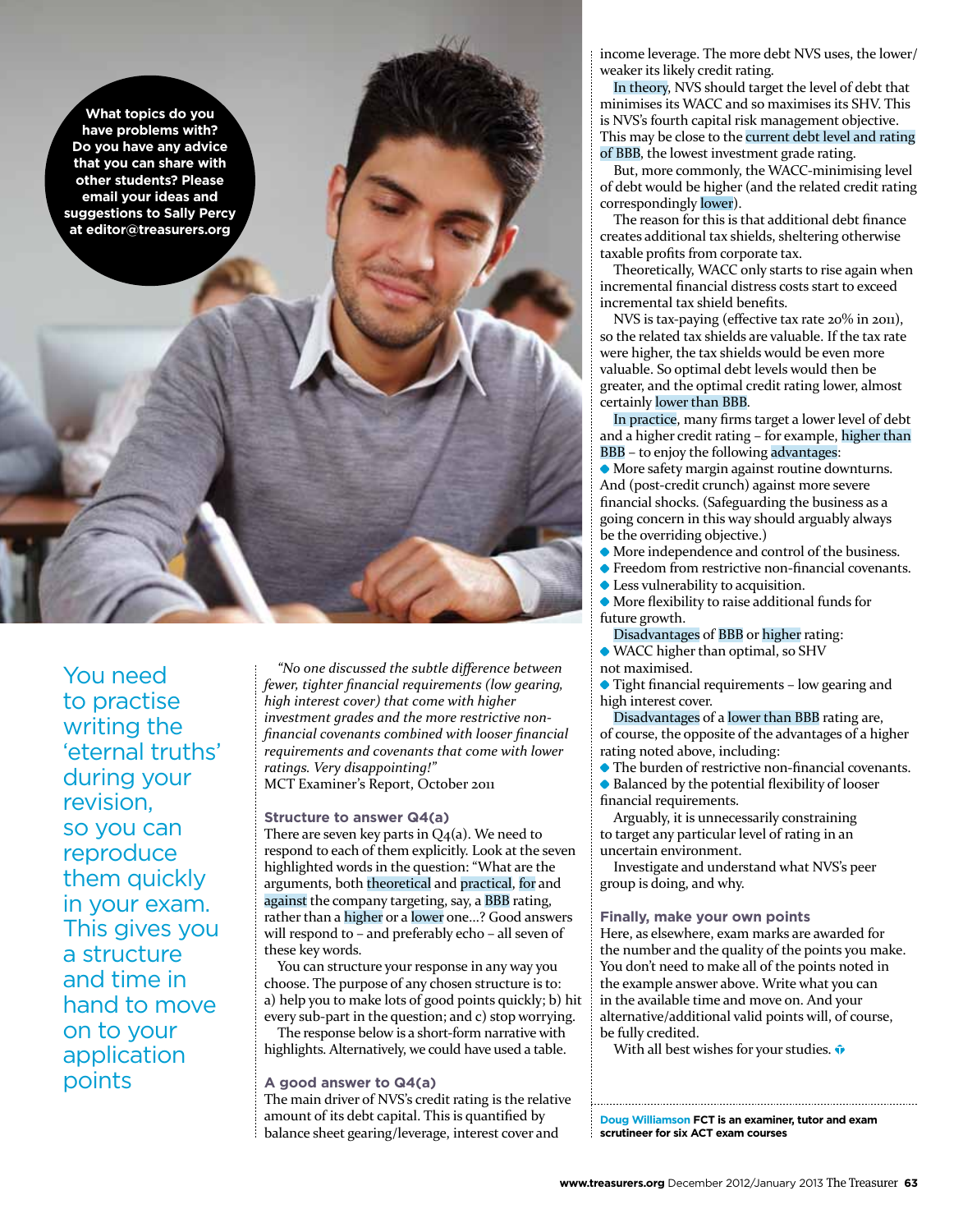What topics do you have problems with? Do you have any advice that you can share with other students? Please email your ideas and suggestions to Sally Percy at editor@treasurers.org

You need to practise writing the 'eternal truths' during your revision, so you can reproduce them quickly in your exam. This gives you a structure and time in hand to move on to your application points

*"No one discussed the subtle difference between fewer, tighter financial requirements (low gearing, high interest cover) that come with higher investment grades and the more restrictive non-financial covenants combined with looser financial requirements and covenants that come with lower ratings. Very disappointing!"*
MCT Examiner's Report, October 2011

### Structure to answer Q4(a)

There are seven key parts in Q4(a). We need to respond to each of them explicitly. Look at the seven highlighted words in the question: "What are the arguments, both theoretical and practical, for and against the company targeting, say, a BBB rating, rather than a higher or a lower one...? Good answers will respond to – and preferably echo – all seven of these key words.

You can structure your response in any way you choose. The purpose of any chosen structure is to: a) help you to make lots of good points quickly; b) hit every sub-part in the question; and c) stop worrying.

The response below is a short-form narrative with highlights. Alternatively, we could have used a table.

### A good answer to Q4(a)

The main driver of NVS's credit rating is the relative amount of its debt capital. This is quantified by balance sheet gearing/leverage, interest cover and income leverage. The more debt NVS uses, the lower/weaker its likely credit rating.

In theory, NVS should target the level of debt that minimises its WACC and so maximises its SHV. This is NVS's fourth capital risk management objective. This may be close to the current debt level and rating of BBB, the lowest investment grade rating.

But, more commonly, the WACC-minimising level of debt would be higher (and the related credit rating correspondingly lower).

The reason for this is that additional debt finance creates additional tax shields, sheltering otherwise taxable profits from corporate tax.

Theoretically, WACC only starts to rise again when incremental financial distress costs start to exceed incremental tax shield benefits.

NVS is tax-paying (effective tax rate 20% in 2011), so the related tax shields are valuable. If the tax rate were higher, the tax shields would be even more valuable. So optimal debt levels would then be greater, and the optimal credit rating lower, almost certainly lower than BBB.

In practice, many firms target a lower level of debt and a higher credit rating – for example, higher than BBB – to enjoy the following advantages:

- More safety margin against routine downturns. And (post-credit crunch) against more severe financial shocks. (Safeguarding the business as a going concern in this way should arguably always be the overriding objective.)
- More independence and control of the business.
- Freedom from restrictive non-financial covenants.
- Less vulnerability to acquisition.
- More flexibility to raise additional funds for future growth.

Disadvantages of BBB or higher rating:

- WACC higher than optimal, so SHV not maximised.
- Tight financial requirements – low gearing and high interest cover.

Disadvantages of a lower than BBB rating are, of course, the opposite of the advantages of a higher rating noted above, including:

- The burden of restrictive non-financial covenants.
- Balanced by the potential flexibility of looser financial requirements.

Arguably, it is unnecessarily constraining to target any particular level of rating in an uncertain environment.

Investigate and understand what NVS's peer group is doing, and why.

### Finally, make your own points

Here, as elsewhere, exam marks are awarded for the number and the quality of the points you make. You don't need to make all of the points noted in the example answer above. Write what you can in the available time and move on. And your alternative/additional valid points will, of course, be fully credited.

With all best wishes for your studies.

**Doug Williamson FCT is an examiner, tutor and exam scrutineer for six ACT exam courses**